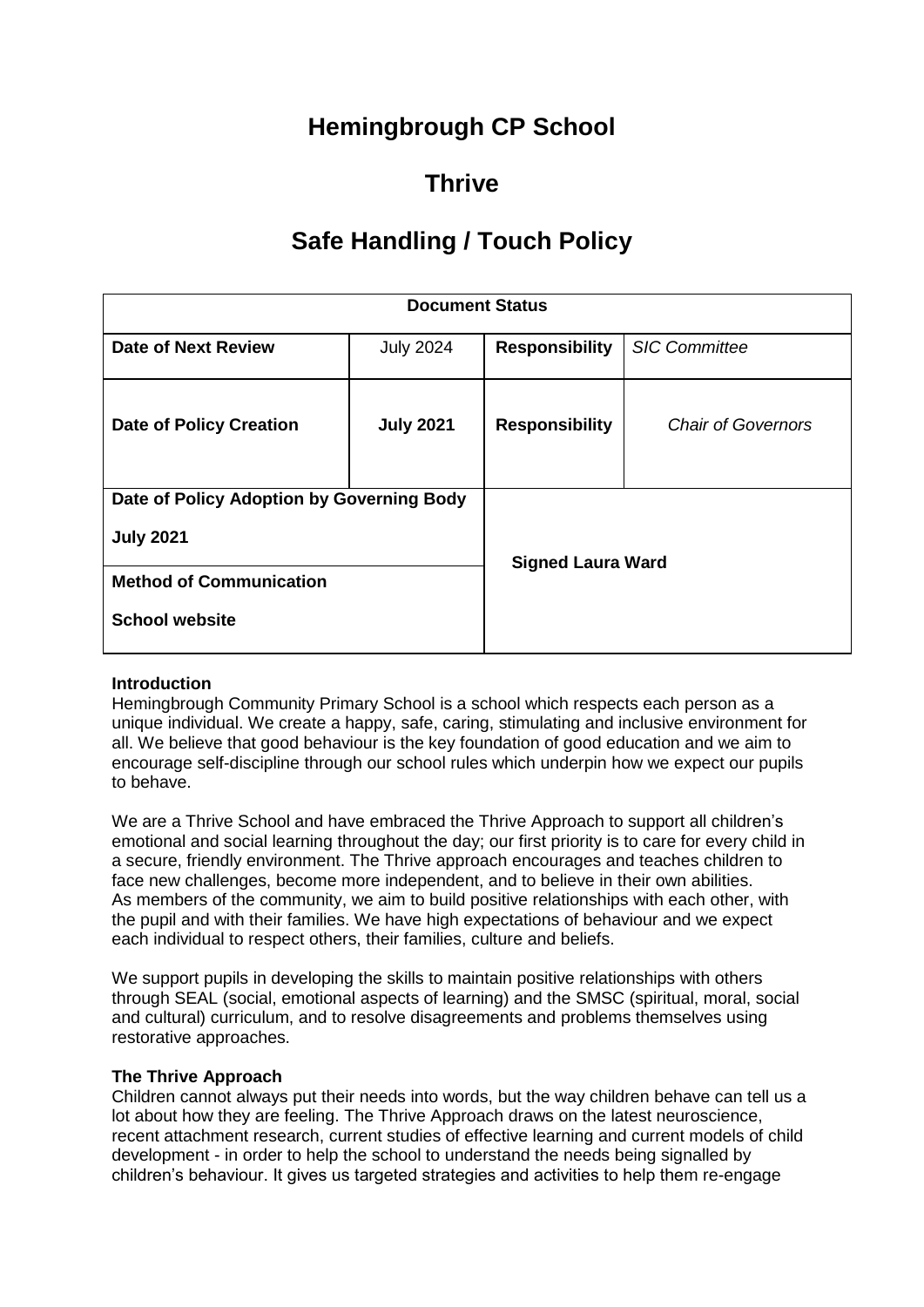# Hemingbrough CP School

# Thrive

# Safe Handling / Touch Policy

| Document Status | | | |
|---|---|---|---|
| **Date of Next Review** | July 2024 | **Responsibility** | *SIC Committee* |
| **Date of Policy Creation** | **July 2021** | **Responsibility** | *Chair of Governors* |
| **Date of Policy Adoption by Governing Body**<br><br>**July 2021** | | **Signed Laura Ward** | |
| **Method of Communication**<br><br>**School website** | | | |

**Introduction**
Hemingbrough Community Primary School is a school which respects each person as a unique individual. We create a happy, safe, caring, stimulating and inclusive environment for all. We believe that good behaviour is the key foundation of good education and we aim to encourage self-discipline through our school rules which underpin how we expect our pupils to behave.

We are a Thrive School and have embraced the Thrive Approach to support all children's emotional and social learning throughout the day; our first priority is to care for every child in a secure, friendly environment. The Thrive approach encourages and teaches children to face new challenges, become more independent, and to believe in their own abilities.
As members of the community, we aim to build positive relationships with each other, with the pupil and with their families. We have high expectations of behaviour and we expect each individual to respect others, their families, culture and beliefs.

We support pupils in developing the skills to maintain positive relationships with others through SEAL (social, emotional aspects of learning) and the SMSC (spiritual, moral, social and cultural) curriculum, and to resolve disagreements and problems themselves using restorative approaches.

**The Thrive Approach**
Children cannot always put their needs into words, but the way children behave can tell us a lot about how they are feeling. The Thrive Approach draws on the latest neuroscience, recent attachment research, current studies of effective learning and current models of child development - in order to help the school to understand the needs being signalled by children's behaviour. It gives us targeted strategies and activities to help them re-engage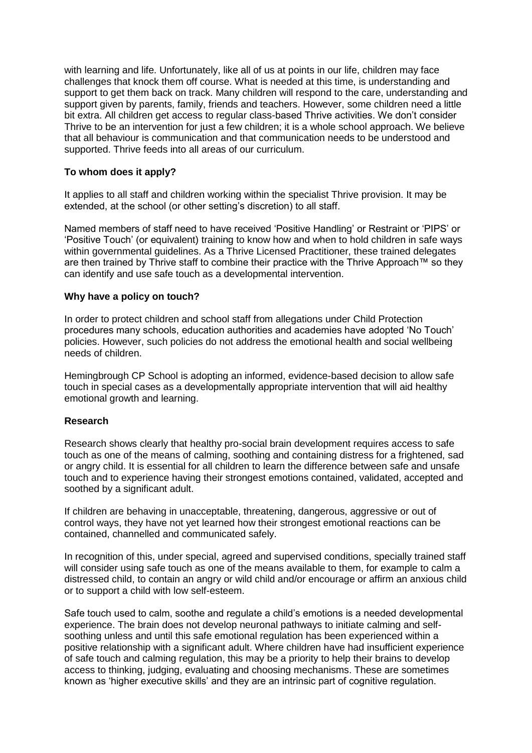with learning and life. Unfortunately, like all of us at points in our life, children may face challenges that knock them off course. What is needed at this time, is understanding and support to get them back on track. Many children will respond to the care, understanding and support given by parents, family, friends and teachers. However, some children need a little bit extra. All children get access to regular class-based Thrive activities. We don't consider Thrive to be an intervention for just a few children; it is a whole school approach. We believe that all behaviour is communication and that communication needs to be understood and supported. Thrive feeds into all areas of our curriculum.

**To whom does it apply?**

It applies to all staff and children working within the specialist Thrive provision. It may be extended, at the school (or other setting's discretion) to all staff.

Named members of staff need to have received 'Positive Handling' or Restraint or 'PIPS' or 'Positive Touch' (or equivalent) training to know how and when to hold children in safe ways within governmental guidelines. As a Thrive Licensed Practitioner, these trained delegates are then trained by Thrive staff to combine their practice with the Thrive Approach™ so they can identify and use safe touch as a developmental intervention.

**Why have a policy on touch?**

In order to protect children and school staff from allegations under Child Protection procedures many schools, education authorities and academies have adopted 'No Touch' policies. However, such policies do not address the emotional health and social wellbeing needs of children.

Hemingbrough CP School is adopting an informed, evidence-based decision to allow safe touch in special cases as a developmentally appropriate intervention that will aid healthy emotional growth and learning.

**Research**

Research shows clearly that healthy pro-social brain development requires access to safe touch as one of the means of calming, soothing and containing distress for a frightened, sad or angry child. It is essential for all children to learn the difference between safe and unsafe touch and to experience having their strongest emotions contained, validated, accepted and soothed by a significant adult.

If children are behaving in unacceptable, threatening, dangerous, aggressive or out of control ways, they have not yet learned how their strongest emotional reactions can be contained, channelled and communicated safely.

In recognition of this, under special, agreed and supervised conditions, specially trained staff will consider using safe touch as one of the means available to them, for example to calm a distressed child, to contain an angry or wild child and/or encourage or affirm an anxious child or to support a child with low self-esteem.

Safe touch used to calm, soothe and regulate a child's emotions is a needed developmental experience. The brain does not develop neuronal pathways to initiate calming and self-soothing unless and until this safe emotional regulation has been experienced within a positive relationship with a significant adult. Where children have had insufficient experience of safe touch and calming regulation, this may be a priority to help their brains to develop access to thinking, judging, evaluating and choosing mechanisms. These are sometimes known as 'higher executive skills' and they are an intrinsic part of cognitive regulation.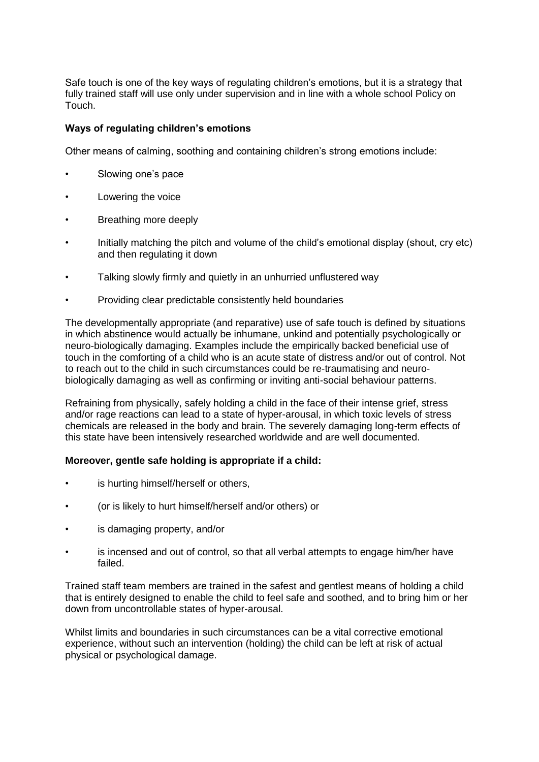Safe touch is one of the key ways of regulating children's emotions, but it is a strategy that fully trained staff will use only under supervision and in line with a whole school Policy on Touch.

**Ways of regulating children's emotions**

Other means of calming, soothing and containing children's strong emotions include:

- Slowing one's pace
- Lowering the voice
- Breathing more deeply
- Initially matching the pitch and volume of the child's emotional display (shout, cry etc) and then regulating it down
- Talking slowly firmly and quietly in an unhurried unflustered way
- Providing clear predictable consistently held boundaries

The developmentally appropriate (and reparative) use of safe touch is defined by situations in which abstinence would actually be inhumane, unkind and potentially psychologically or neuro-biologically damaging. Examples include the empirically backed beneficial use of touch in the comforting of a child who is an acute state of distress and/or out of control. Not to reach out to the child in such circumstances could be re-traumatising and neuro-biologically damaging as well as confirming or inviting anti-social behaviour patterns.

Refraining from physically, safely holding a child in the face of their intense grief, stress and/or rage reactions can lead to a state of hyper-arousal, in which toxic levels of stress chemicals are released in the body and brain. The severely damaging long-term effects of this state have been intensively researched worldwide and are well documented.

**Moreover, gentle safe holding is appropriate if a child:**

- is hurting himself/herself or others,
- (or is likely to hurt himself/herself and/or others) or
- is damaging property, and/or
- is incensed and out of control, so that all verbal attempts to engage him/her have failed.

Trained staff team members are trained in the safest and gentlest means of holding a child that is entirely designed to enable the child to feel safe and soothed, and to bring him or her down from uncontrollable states of hyper-arousal.

Whilst limits and boundaries in such circumstances can be a vital corrective emotional experience, without such an intervention (holding) the child can be left at risk of actual physical or psychological damage.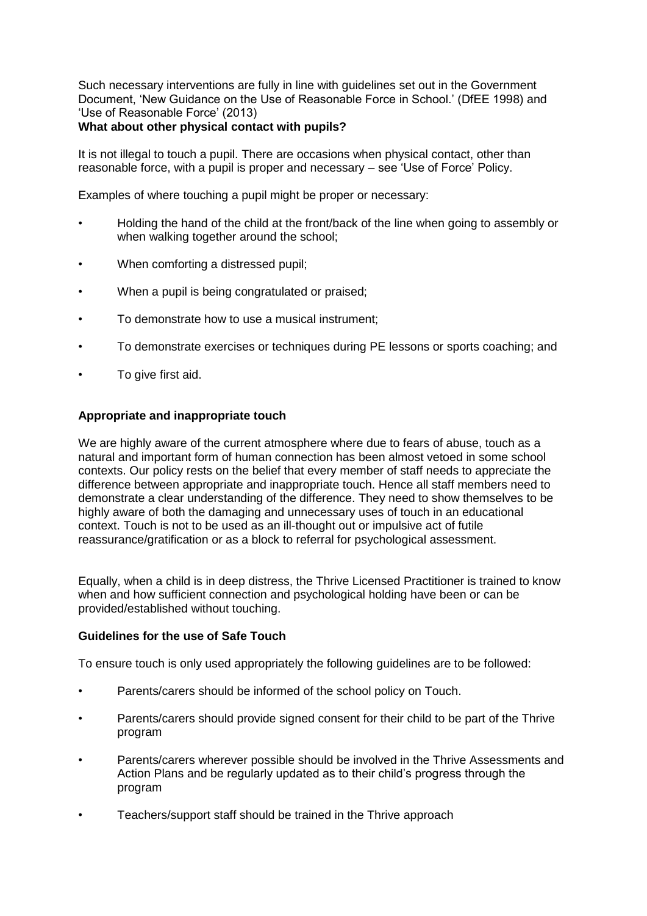Such necessary interventions are fully in line with guidelines set out in the Government Document, 'New Guidance on the Use of Reasonable Force in School.' (DfEE 1998) and 'Use of Reasonable Force' (2013)

**What about other physical contact with pupils?**

It is not illegal to touch a pupil. There are occasions when physical contact, other than reasonable force, with a pupil is proper and necessary – see 'Use of Force' Policy.

Examples of where touching a pupil might be proper or necessary:

- Holding the hand of the child at the front/back of the line when going to assembly or when walking together around the school;
- When comforting a distressed pupil;
- When a pupil is being congratulated or praised;
- To demonstrate how to use a musical instrument;
- To demonstrate exercises or techniques during PE lessons or sports coaching; and
- To give first aid.

**Appropriate and inappropriate touch**

We are highly aware of the current atmosphere where due to fears of abuse, touch as a natural and important form of human connection has been almost vetoed in some school contexts. Our policy rests on the belief that every member of staff needs to appreciate the difference between appropriate and inappropriate touch. Hence all staff members need to demonstrate a clear understanding of the difference. They need to show themselves to be highly aware of both the damaging and unnecessary uses of touch in an educational context. Touch is not to be used as an ill-thought out or impulsive act of futile reassurance/gratification or as a block to referral for psychological assessment.

Equally, when a child is in deep distress, the Thrive Licensed Practitioner is trained to know when and how sufficient connection and psychological holding have been or can be provided/established without touching.

**Guidelines for the use of Safe Touch**

To ensure touch is only used appropriately the following guidelines are to be followed:

- Parents/carers should be informed of the school policy on Touch.
- Parents/carers should provide signed consent for their child to be part of the Thrive program
- Parents/carers wherever possible should be involved in the Thrive Assessments and Action Plans and be regularly updated as to their child's progress through the program
- Teachers/support staff should be trained in the Thrive approach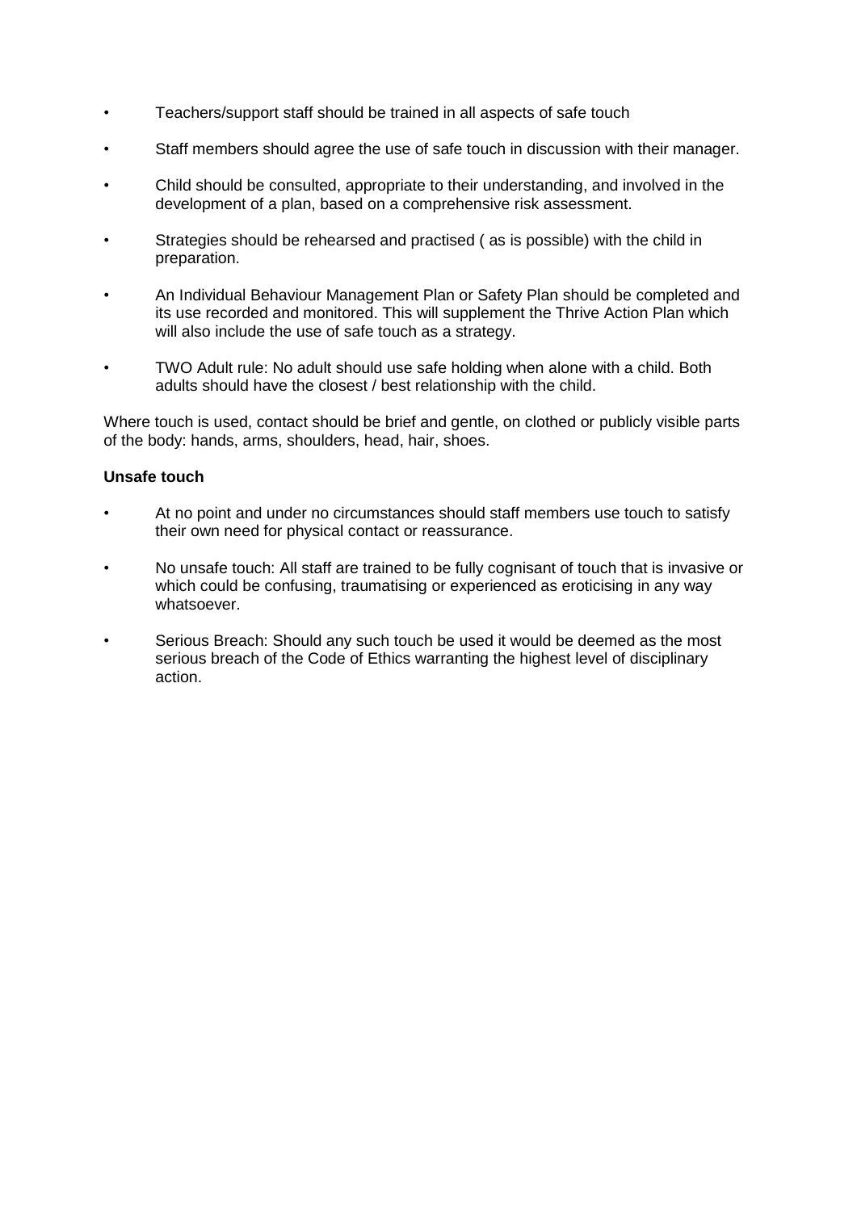- Teachers/support staff should be trained in all aspects of safe touch
- Staff members should agree the use of safe touch in discussion with their manager.
- Child should be consulted, appropriate to their understanding, and involved in the development of a plan, based on a comprehensive risk assessment.
- Strategies should be rehearsed and practised ( as is possible) with the child in preparation.
- An Individual Behaviour Management Plan or Safety Plan should be completed and its use recorded and monitored. This will supplement the Thrive Action Plan which will also include the use of safe touch as a strategy.
- TWO Adult rule: No adult should use safe holding when alone with a child. Both adults should have the closest / best relationship with the child.

Where touch is used, contact should be brief and gentle, on clothed or publicly visible parts of the body: hands, arms, shoulders, head, hair, shoes.

**Unsafe touch**

- At no point and under no circumstances should staff members use touch to satisfy their own need for physical contact or reassurance.
- No unsafe touch: All staff are trained to be fully cognisant of touch that is invasive or which could be confusing, traumatising or experienced as eroticising in any way whatsoever.
- Serious Breach: Should any such touch be used it would be deemed as the most serious breach of the Code of Ethics warranting the highest level of disciplinary action.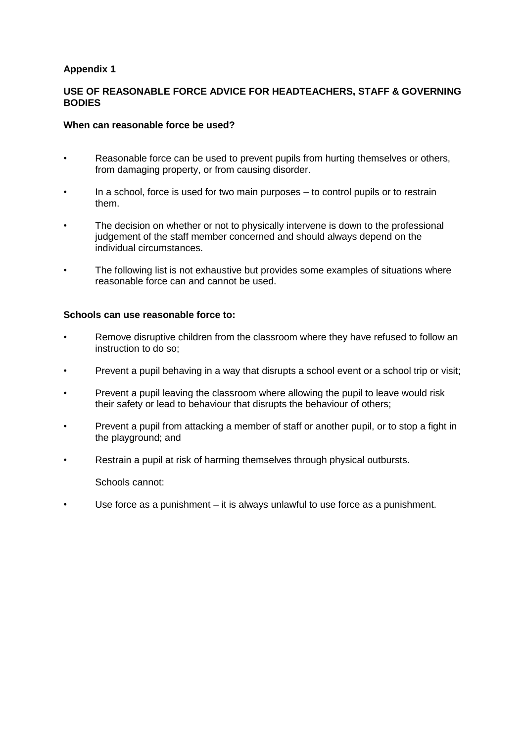**Appendix 1**

**USE OF REASONABLE FORCE ADVICE FOR HEADTEACHERS, STAFF & GOVERNING BODIES**

**When can reasonable force be used?**

- Reasonable force can be used to prevent pupils from hurting themselves or others, from damaging property, or from causing disorder.
- In a school, force is used for two main purposes – to control pupils or to restrain them.
- The decision on whether or not to physically intervene is down to the professional judgement of the staff member concerned and should always depend on the individual circumstances.
- The following list is not exhaustive but provides some examples of situations where reasonable force can and cannot be used.

**Schools can use reasonable force to:**

- Remove disruptive children from the classroom where they have refused to follow an instruction to do so;
- Prevent a pupil behaving in a way that disrupts a school event or a school trip or visit;
- Prevent a pupil leaving the classroom where allowing the pupil to leave would risk their safety or lead to behaviour that disrupts the behaviour of others;
- Prevent a pupil from attacking a member of staff or another pupil, or to stop a fight in the playground; and
- Restrain a pupil at risk of harming themselves through physical outbursts.

Schools cannot:

- Use force as a punishment – it is always unlawful to use force as a punishment.